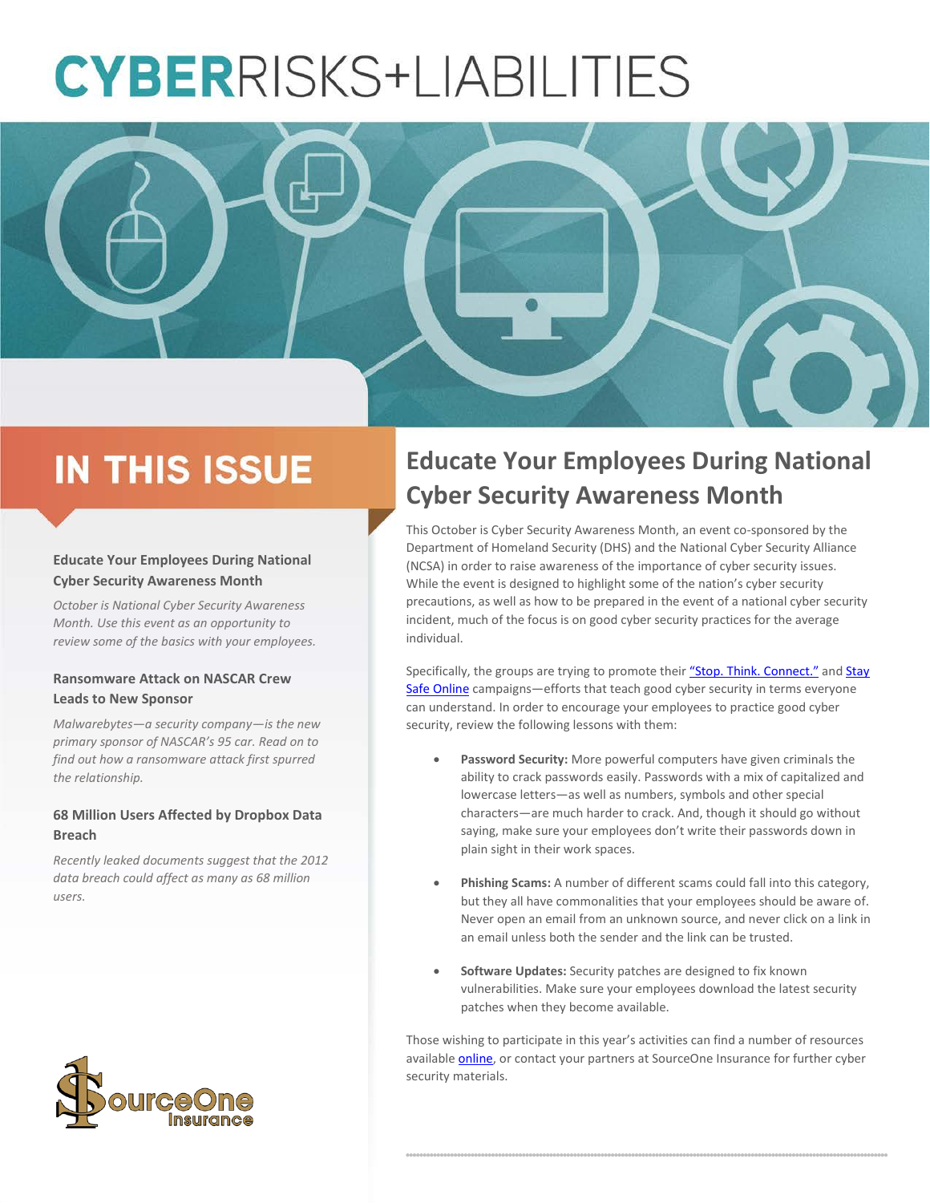# CYBERRISKS+LIABILITIES

## IN THIS ISSUE

**Educate Your Employees During National Cyber Security Awareness Month**

*October is National Cyber Security Awareness Month. Use this event as an opportunity to review some of the basics with your employees.*

**Ransomware Attack on NASCAR Crew Leads to New Sponsor**

*Malwarebytes—a security company—is the new primary sponsor of NASCAR's 95 car. Read on to find out how a ransomware attack first spurred the relationship.*

**68 Million Users Affected by Dropbox Data Breach**

*Recently leaked documents suggest that the 2012 data breach could affect as many as 68 million users.*

SourceOne Insurance

## Educate Your Employees During National Cyber Security Awareness Month

This October is Cyber Security Awareness Month, an event co-sponsored by the Department of Homeland Security (DHS) and the National Cyber Security Alliance (NCSA) in order to raise awareness of the importance of cyber security issues. While the event is designed to highlight some of the nation's cyber security precautions, as well as how to be prepared in the event of a national cyber security incident, much of the focus is on good cyber security practices for the average individual.

Specifically, the groups are trying to promote their "Stop. Think. Connect." and Stay Safe Online campaigns—efforts that teach good cyber security in terms everyone can understand. In order to encourage your employees to practice good cyber security, review the following lessons with them:

- **Password Security:** More powerful computers have given criminals the ability to crack passwords easily. Passwords with a mix of capitalized and lowercase letters—as well as numbers, symbols and other special characters—are much harder to crack. And, though it should go without saying, make sure your employees don't write their passwords down in plain sight in their work spaces.
- **Phishing Scams:** A number of different scams could fall into this category, but they all have commonalities that your employees should be aware of. Never open an email from an unknown source, and never click on a link in an email unless both the sender and the link can be trusted.
- **Software Updates:** Security patches are designed to fix known vulnerabilities. Make sure your employees download the latest security patches when they become available.

Those wishing to participate in this year's activities can find a number of resources available online, or contact your partners at SourceOne Insurance for further cyber security materials.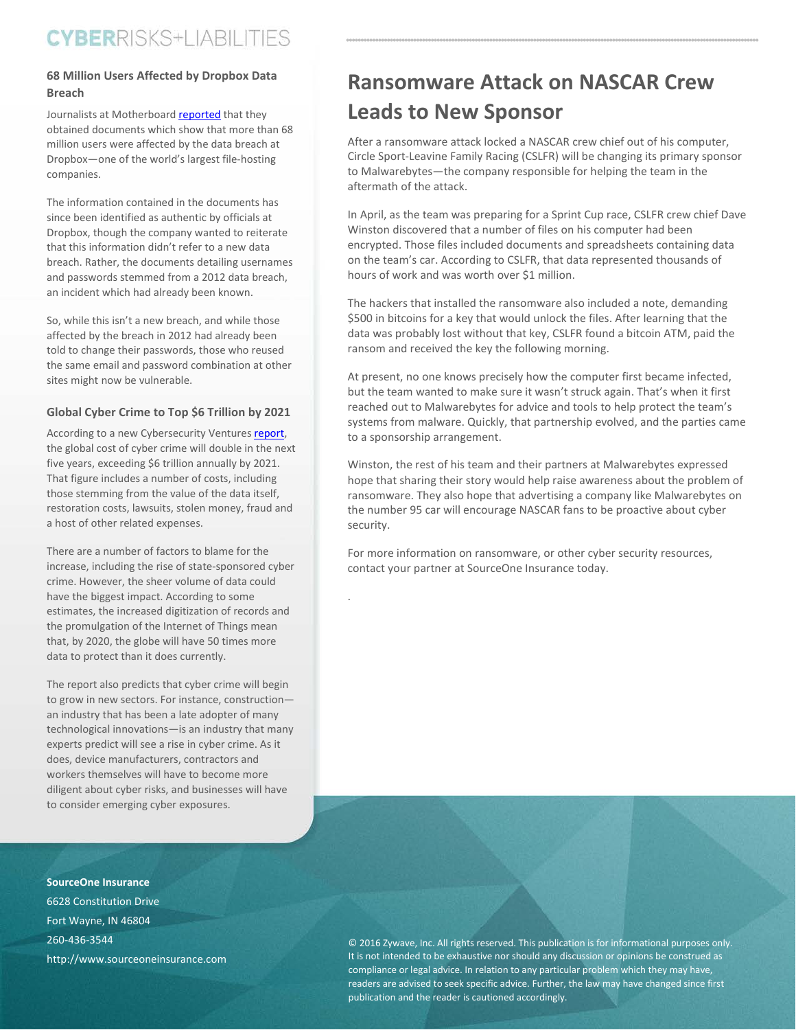## 68 Million Users Affected by Dropbox Data Breach

Journalists at Motherboard reported that they obtained documents which show that more than 68 million users were affected by the data breach at Dropbox—one of the world's largest file-hosting companies.

The information contained in the documents has since been identified as authentic by officials at Dropbox, though the company wanted to reiterate that this information didn't refer to a new data breach. Rather, the documents detailing usernames and passwords stemmed from a 2012 data breach, an incident which had already been known.

So, while this isn't a new breach, and while those affected by the breach in 2012 had already been told to change their passwords, those who reused the same email and password combination at other sites might now be vulnerable.

## Global Cyber Crime to Top $6 Trillion by 2021

According to a new Cybersecurity Ventures report, the global cost of cyber crime will double in the next five years, exceeding $6 trillion annually by 2021. That figure includes a number of costs, including those stemming from the value of the data itself, restoration costs, lawsuits, stolen money, fraud and a host of other related expenses.

There are a number of factors to blame for the increase, including the rise of state-sponsored cyber crime. However, the sheer volume of data could have the biggest impact. According to some estimates, the increased digitization of records and the promulgation of the Internet of Things mean that, by 2020, the globe will have 50 times more data to protect than it does currently.

The report also predicts that cyber crime will begin to grow in new sectors. For instance, construction—an industry that has been a late adopter of many technological innovations—is an industry that many experts predict will see a rise in cyber crime. As it does, device manufacturers, contractors and workers themselves will have to become more diligent about cyber risks, and businesses will have to consider emerging cyber exposures.

# Ransomware Attack on NASCAR Crew Leads to New Sponsor

After a ransomware attack locked a NASCAR crew chief out of his computer, Circle Sport-Leavine Family Racing (CSLFR) will be changing its primary sponsor to Malwarebytes—the company responsible for helping the team in the aftermath of the attack.

In April, as the team was preparing for a Sprint Cup race, CSLFR crew chief Dave Winston discovered that a number of files on his computer had been encrypted. Those files included documents and spreadsheets containing data on the team's car. According to CSLFR, that data represented thousands of hours of work and was worth over $1 million.

The hackers that installed the ransomware also included a note, demanding $500 in bitcoins for a key that would unlock the files. After learning that the data was probably lost without that key, CSLFR found a bitcoin ATM, paid the ransom and received the key the following morning.

At present, no one knows precisely how the computer first became infected, but the team wanted to make sure it wasn't struck again. That's when it first reached out to Malwarebytes for advice and tools to help protect the team's systems from malware. Quickly, that partnership evolved, and the parties came to a sponsorship arrangement.

Winston, the rest of his team and their partners at Malwarebytes expressed hope that sharing their story would help raise awareness about the problem of ransomware. They also hope that advertising a company like Malwarebytes on the number 95 car will encourage NASCAR fans to be proactive about cyber security.

For more information on ransomware, or other cyber security resources, contact your partner at SourceOne Insurance today.

**SourceOne Insurance**
6628 Constitution Drive
Fort Wayne, IN 46804
260-436-3544
http://www.sourceoneinsurance.com

© 2016 Zywave, Inc. All rights reserved. This publication is for informational purposes only. It is not intended to be exhaustive nor should any discussion or opinions be construed as compliance or legal advice. In relation to any particular problem which they may have, readers are advised to seek specific advice. Further, the law may have changed since first publication and the reader is cautioned accordingly.